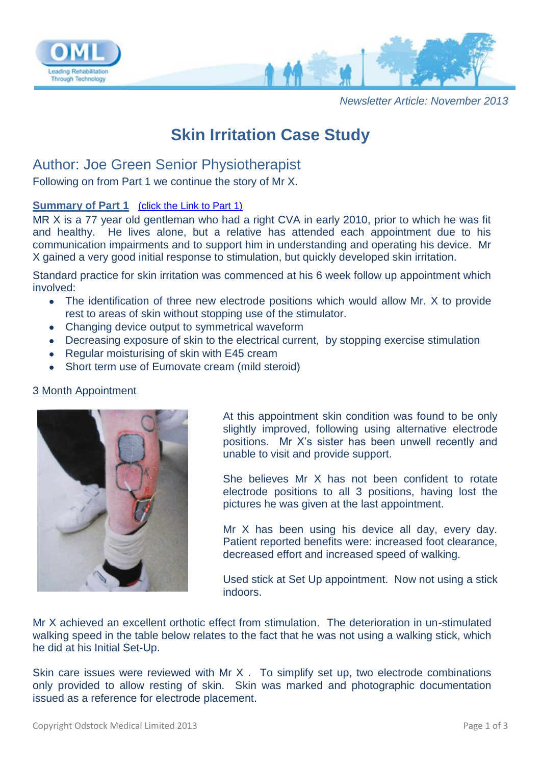*Newsletter Article: November 2013*

# Skin Irritation Case Study

## Author: Joe Green Senior Physiotherapist

Following on from Part 1 we continue the story of Mr X.

**Summary of Part 1** (click the Link to Part 1)

MR X is a 77 year old gentleman who had a right CVA in early 2010, prior to which he was fit and healthy. He lives alone, but a relative has attended each appointment due to his communication impairments and to support him in understanding and operating his device. Mr X gained a very good initial response to stimulation, but quickly developed skin irritation.

Standard practice for skin irritation was commenced at his 6 week follow up appointment which involved:

- The identification of three new electrode positions which would allow Mr. X to provide rest to areas of skin without stopping use of the stimulator.
- Changing device output to symmetrical waveform
- Decreasing exposure of skin to the electrical current, by stopping exercise stimulation
- Regular moisturising of skin with E45 cream
- Short term use of Eumovate cream (mild steroid)

3 Month Appointment

At this appointment skin condition was found to be only slightly improved, following using alternative electrode positions. Mr X's sister has been unwell recently and unable to visit and provide support.

She believes Mr X has not been confident to rotate electrode positions to all 3 positions, having lost the pictures he was given at the last appointment.

Mr X has been using his device all day, every day. Patient reported benefits were: increased foot clearance, decreased effort and increased speed of walking.

Used stick at Set Up appointment. Now not using a stick indoors.

Mr X achieved an excellent orthotic effect from stimulation. The deterioration in un-stimulated walking speed in the table below relates to the fact that he was not using a walking stick, which he did at his Initial Set-Up.

Skin care issues were reviewed with Mr X . To simplify set up, two electrode combinations only provided to allow resting of skin. Skin was marked and photographic documentation issued as a reference for electrode placement.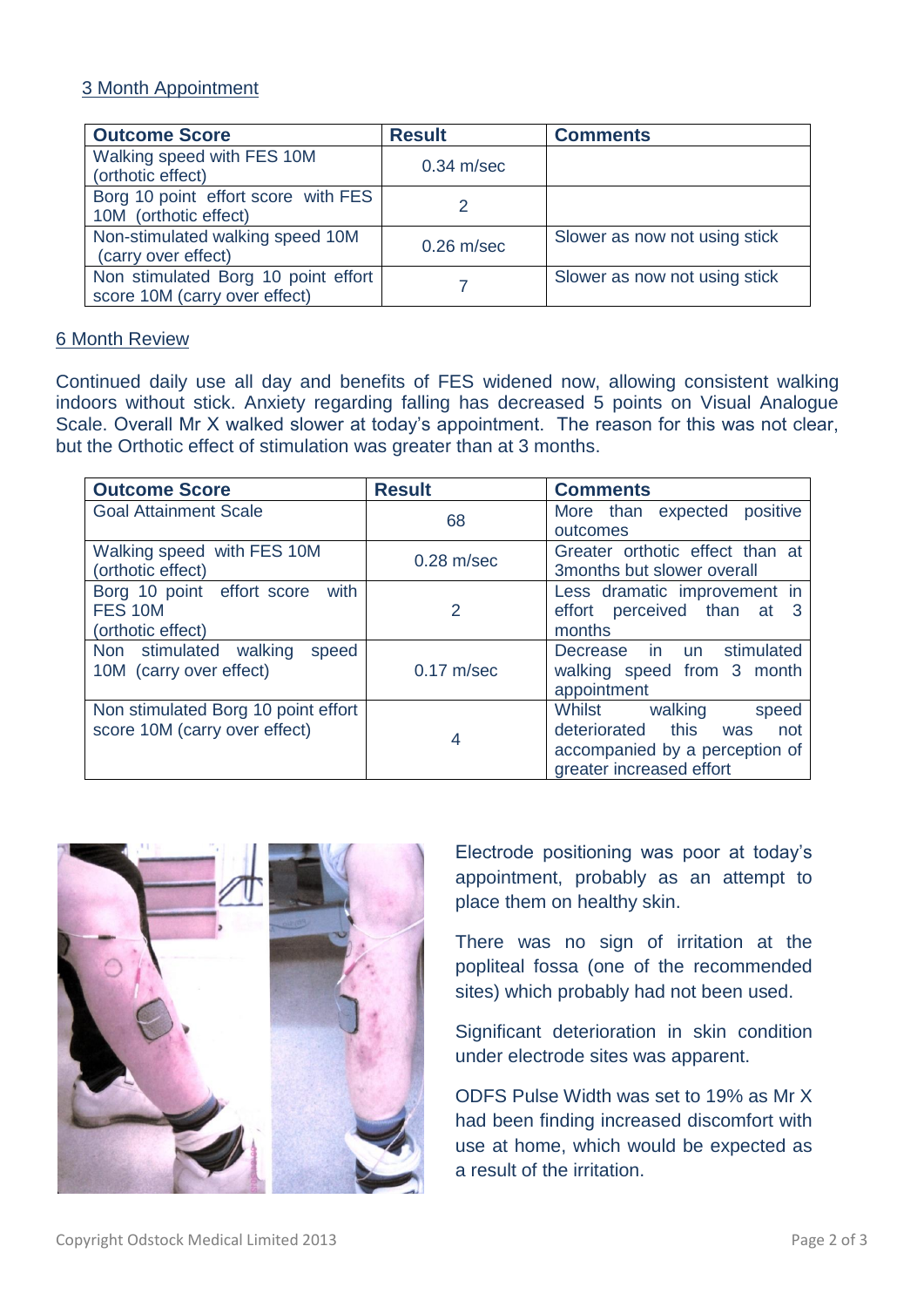3 Month Appointment

| Outcome Score | Result | Comments |
| --- | --- | --- |
| Walking speed with FES 10M (orthotic effect) | 0.34 m/sec | |
| Borg 10 point effort score with FES 10M (orthotic effect) | 2 | |
| Non-stimulated walking speed 10M (carry over effect) | 0.26 m/sec | Slower as now not using stick |
| Non stimulated Borg 10 point effort score 10M (carry over effect) | 7 | Slower as now not using stick |

6 Month Review

Continued daily use all day and benefits of FES widened now, allowing consistent walking indoors without stick. Anxiety regarding falling has decreased 5 points on Visual Analogue Scale. Overall Mr X walked slower at today's appointment. The reason for this was not clear, but the Orthotic effect of stimulation was greater than at 3 months.

| Outcome Score | Result | Comments |
| --- | --- | --- |
| Goal Attainment Scale | 68 | More than expected positive outcomes |
| Walking speed with FES 10M (orthotic effect) | 0.28 m/sec | Greater orthotic effect than at 3months but slower overall |
| Borg 10 point effort score with FES 10M (orthotic effect) | 2 | Less dramatic improvement in effort perceived than at 3 months |
| Non stimulated walking speed 10M (carry over effect) | 0.17 m/sec | Decrease in un stimulated walking speed from 3 month appointment |
| Non stimulated Borg 10 point effort score 10M (carry over effect) | 4 | Whilst walking speed deteriorated this was not accompanied by a perception of greater increased effort |

Electrode positioning was poor at today's appointment, probably as an attempt to place them on healthy skin.

There was no sign of irritation at the popliteal fossa (one of the recommended sites) which probably had not been used.

Significant deterioration in skin condition under electrode sites was apparent.

ODFS Pulse Width was set to 19% as Mr X had been finding increased discomfort with use at home, which would be expected as a result of the irritation.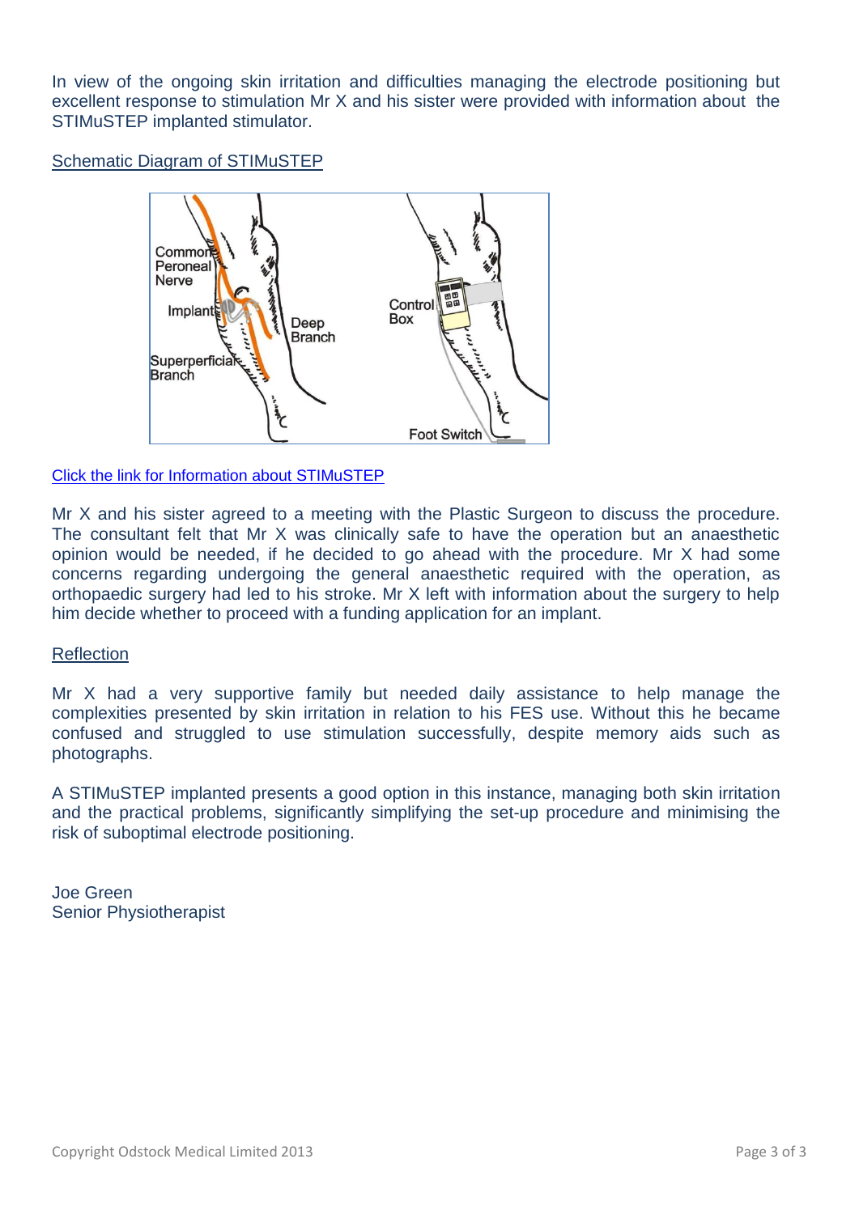In view of the ongoing skin irritation and difficulties managing the electrode positioning but excellent response to stimulation Mr X and his sister were provided with information about the STIMuSTEP implanted stimulator.

Schematic Diagram of STIMuSTEP

Common Peroneal Nerve

Implant

Deep Branch

Superperficial Branch

Control Box

Foot Switch

Click the link for Information about STIMuSTEP

Mr X and his sister agreed to a meeting with the Plastic Surgeon to discuss the procedure. The consultant felt that Mr X was clinically safe to have the operation but an anaesthetic opinion would be needed, if he decided to go ahead with the procedure. Mr X had some concerns regarding undergoing the general anaesthetic required with the operation, as orthopaedic surgery had led to his stroke. Mr X left with information about the surgery to help him decide whether to proceed with a funding application for an implant.

## Reflection

Mr X had a very supportive family but needed daily assistance to help manage the complexities presented by skin irritation in relation to his FES use. Without this he became confused and struggled to use stimulation successfully, despite memory aids such as photographs.

A STIMuSTEP implanted presents a good option in this instance, managing both skin irritation and the practical problems, significantly simplifying the set-up procedure and minimising the risk of suboptimal electrode positioning.

Joe Green
Senior Physiotherapist